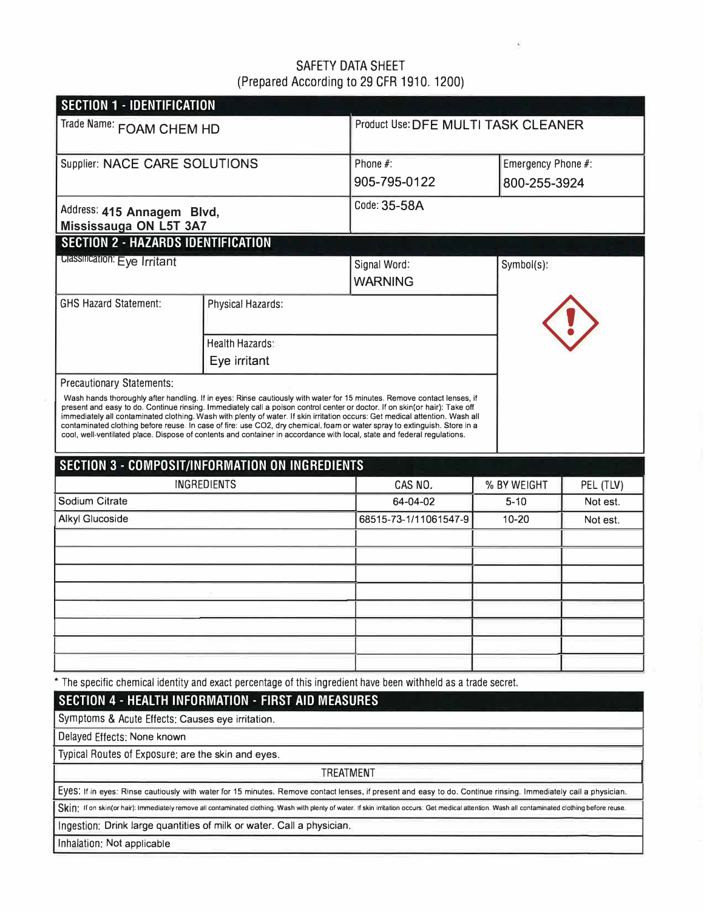SAFETY DATA SHEET
(Prepared According to 29 CFR 1910. 1200)

## SECTION 1 - IDENTIFICATION

| | | |
|---|---|---|
| Trade Name: FOAM CHEM HD | Product Use: DFE MULTI TASK CLEANER | |
| Supplier: NACE CARE SOLUTIONS | Phone #: 905-795-0122 | Emergency Phone #: 800-255-3924 |
| Address: **415 Annagem Blvd, Mississauga ON L5T 3A7** | Code: 35-58A | |

## SECTION 2 - HAZARDS IDENTIFICATION

| | | |
|---|---|---|
| Classification: Eye Irritant | Signal Word: WARNING | Symbol(s): |
| GHS Hazard Statement: | Physical Hazards: | |
| | Health Hazards: Eye irritant | |

Precautionary Statements:

Wash hands thoroughly after handling. If in eyes: Rinse cautiously with water for 15 minutes. Remove contact lenses, if present and easy to do. Continue rinsing. Immediately call a poison control center or doctor. If on skin(or hair): Take off immediately all contaminated clothing. Wash with plenty of water. If skin irritation occurs: Get medical attention. Wash all contaminated clothing before reuse. In case of fire: use CO2, dry chemical, foam or water spray to extinguish. Store in a cool, well-ventilated place. Dispose of contents and container in accordance with local, state and federal regulations.

## SECTION 3 - COMPOSIT/INFORMATION ON INGREDIENTS

| INGREDIENTS | CAS NO. | % BY WEIGHT | PEL (TLV) |
|---|---|---|---|
| Sodium Citrate | 64-04-02 | 5-10 | Not est. |
| Alkyl Glucoside | 68515-73-1/11061547-9 | 10-20 | Not est. |
| | | | |
| | | | |
| | | | |
| | | | |
| | | | |
| | | | |
| | | | |
| | | | |

* The specific chemical identity and exact percentage of this ingredient have been withheld as a trade secret.

## SECTION 4 - HEALTH INFORMATION - FIRST AID MEASURES

Symptoms & Acute Effects: Causes eye irritation.

Delayed Effects: None known

Typical Routes of Exposure: are the skin and eyes.

TREATMENT

Eyes: If in eyes: Rinse cautiously with water for 15 minutes. Remove contact lenses, if present and easy to do. Continue rinsing. Immediately call a physician.

Skin: If on skin(or hair): Immediately remove all contaminated clothing. Wash with plenty of water. If skin irritation occurs: Get medical attention. Wash all contaminated clothing before reuse.

Ingestion: Drink large quantities of milk or water. Call a physician.

Inhalation: Not applicable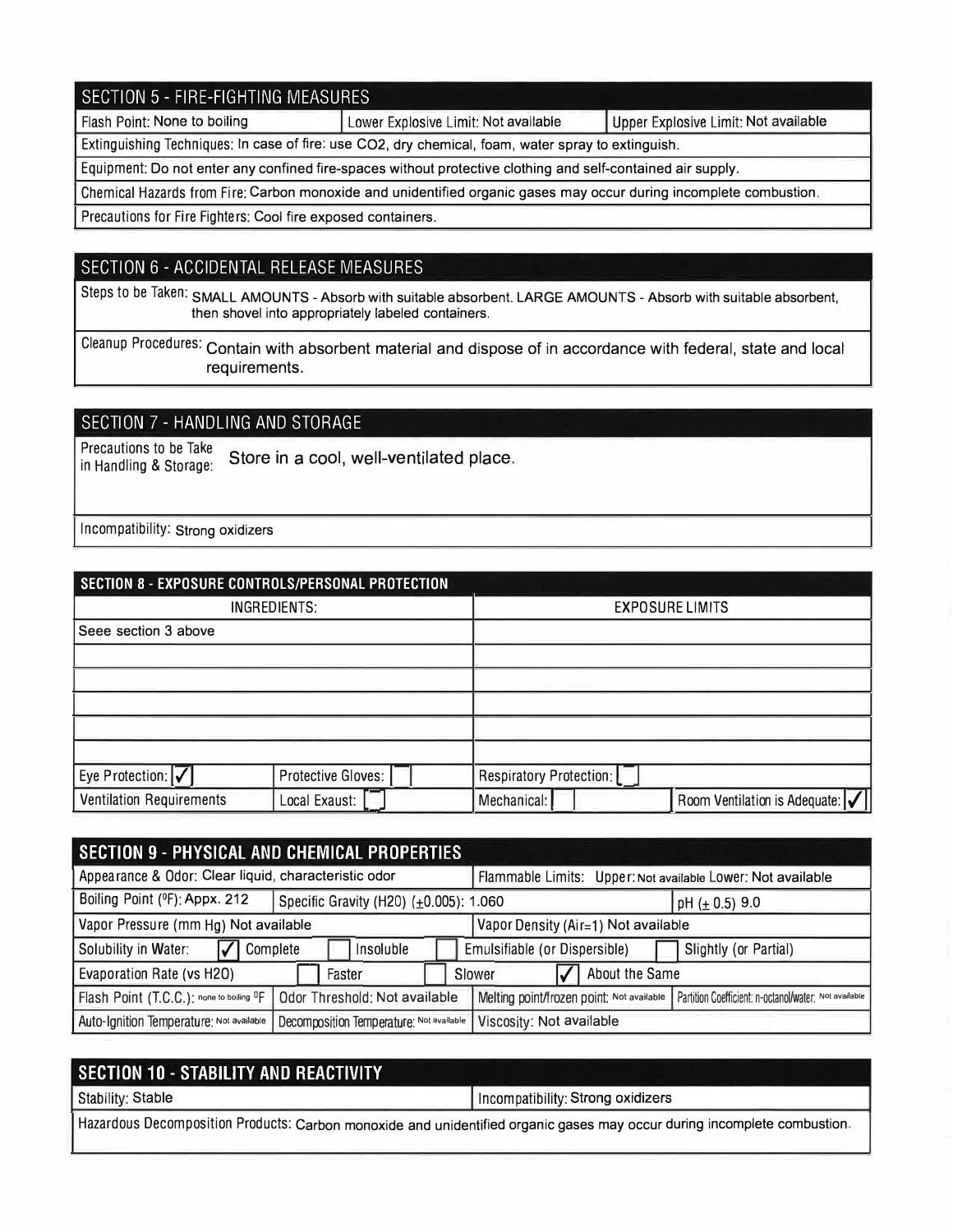## SECTION 5 - FIRE-FIGHTING MEASURES

| Flash Point: None to boiling | Lower Explosive Limit: Not available | Upper Explosive Limit: Not available |
|---|---|---|

Extinguishing Techniques: In case of fire: use $CO_2$, dry chemical, foam, water spray to extinguish.

Equipment: Do not enter any confined fire-spaces without protective clothing and self-contained air supply.

Chemical Hazards from Fire: Carbon monoxide and unidentified organic gases may occur during incomplete combustion.

Precautions for Fire Fighters: Cool fire exposed containers.

## SECTION 6 - ACCIDENTAL RELEASE MEASURES

Steps to be Taken: SMALL AMOUNTS - Absorb with suitable absorbent. LARGE AMOUNTS - Absorb with suitable absorbent, then shovel into appropriately labeled containers.

Cleanup Procedures: Contain with absorbent material and dispose of in accordance with federal, state and local requirements.

## SECTION 7 - HANDLING AND STORAGE

Precautions to be Take in Handling & Storage: Store in a cool, well-ventilated place.

Incompatibility: Strong oxidizers

## SECTION 8 - EXPOSURE CONTROLS/PERSONAL PROTECTION

| INGREDIENTS: | EXPOSURE LIMITS |
|---|---|
| Seee section 3 above | |
| | |
| | |
| | |
| | |
| | |

| Eye Protection: ☑ | Protective Gloves: ☐ | Respiratory Protection: ☐ | |
|---|---|---|---|
| Ventilation Requirements | Local Exaust: ☐ | Mechanical: ☐ | Room Ventilation is Adequate: ☑ |

## SECTION 9 - PHYSICAL AND CHEMICAL PROPERTIES

| Appearance & Odor: Clear liquid, characteristic odor | | Flammable Limits: Upper: Not available Lower: Not available | |
|---|---|---|---|
| Boiling Point (ºF): Appx. 212 | Specific Gravity (H2O) (±0.005): 1.060 | | pH (± 0.5) 9.0 |
| Vapor Pressure (mm Hg) Not available | | Vapor Density (Air=1) Not available | |
| Solubility in Water: ☑ Complete | ☐ Insoluble | ☐ Emulsifiable (or Dispersible) | ☐ Slightly (or Partial) |
| Evaporation Rate (vs H2O) | ☐ Faster | ☐ Slower | ☑ About the Same |
| Flash Point (T.C.C.): none to boiling ºF | Odor Threshold: Not available | Melting point/frozen point: Not available | Partition Coefficient: n-octanol/water: Not available |
| Auto-Ignition Temperature: Not available | Decomposition Temperature: Not available | Viscosity: Not available | |

## SECTION 10 - STABILITY AND REACTIVITY

| Stability: Stable | Incompatibility: Strong oxidizers |
|---|---|

Hazardous Decomposition Products: Carbon monoxide and unidentified organic gases may occur during incomplete combustion.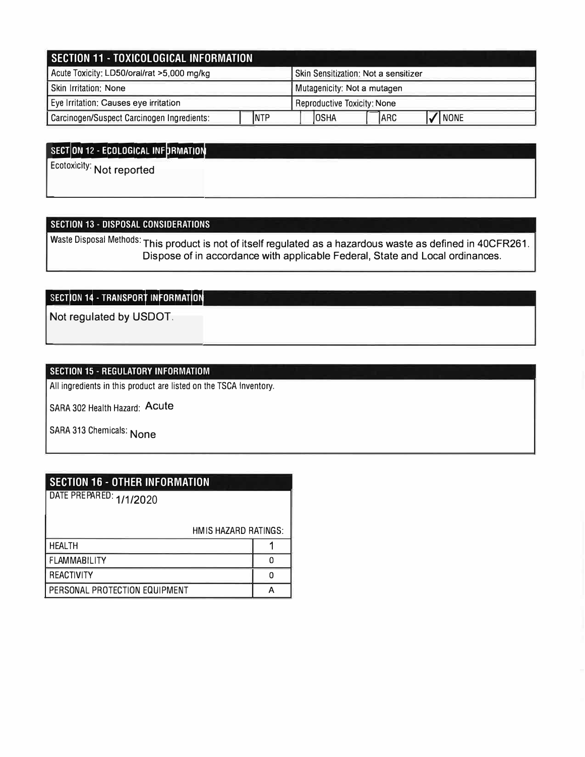## SECTION 11 - TOXICOLOGICAL INFORMATION

| | |
|---|---|
| Acute Toxicity: LD50/oral/rat >5,000 mg/kg | Skin Sensitization: Not a sensitizer |
| Skin Irritation: None | Mutagenicity: Not a mutagen |
| Eye Irritation: Causes eye irritation | Reproductive Toxicity: None |

| | | | | |
|---|---|---|---|---|
| Carcinogen/Suspect Carcinogen Ingredients: | ☐ NTP | ☐ OSHA | ☐ ARC | ✓ NONE |

## SECTION 12 - ECOLOGICAL INFORMATION

Ecotoxicity: Not reported

## SECTION 13 - DISPOSAL CONSIDERATIONS

Waste Disposal Methods: This product is not of itself regulated as a hazardous waste as defined in 40CFR261. Dispose of in accordance with applicable Federal, State and Local ordinances.

## SECTION 14 - TRANSPORT INFORMATION

Not regulated by USDOT.

## SECTION 15 - REGULATORY INFORMATIOM

All ingredients in this product are listed on the TSCA Inventory.

SARA 302 Health Hazard: Acute

SARA 313 Chemicals: None

## SECTION 16 - OTHER INFORMATION

DATE PREPARED: 1/1/2020

| HMIS HAZARD RATINGS: | |
|---|---|
| HEALTH | 1 |
| FLAMMABILITY | 0 |
| REACTIVITY | 0 |
| PERSONAL PROTECTION EQUIPMENT | A |